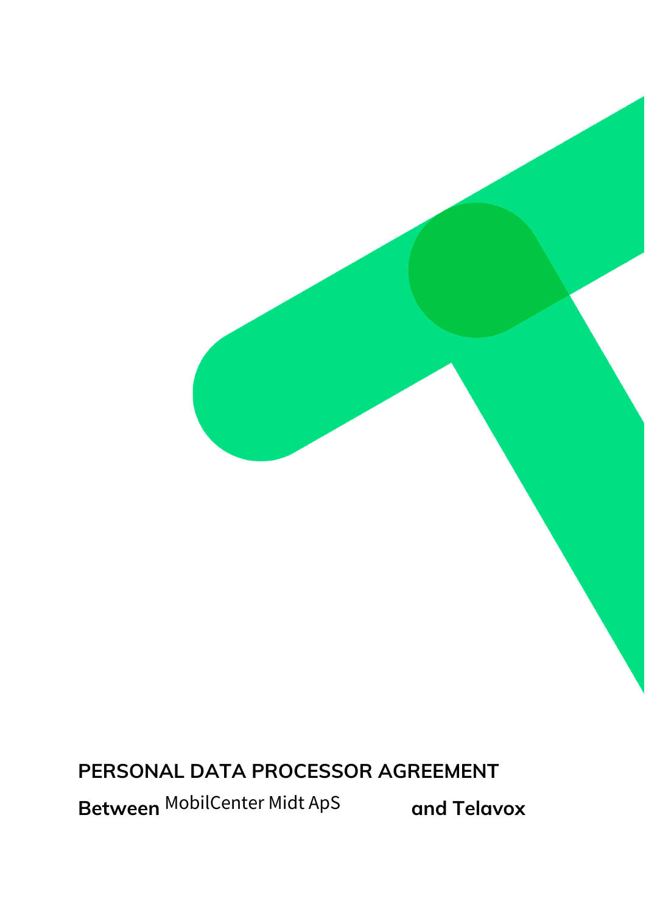# PERSONAL DATA PROCESSOR AGREEMENT

**Between** MobilCenter Midt ApS **and Telavox**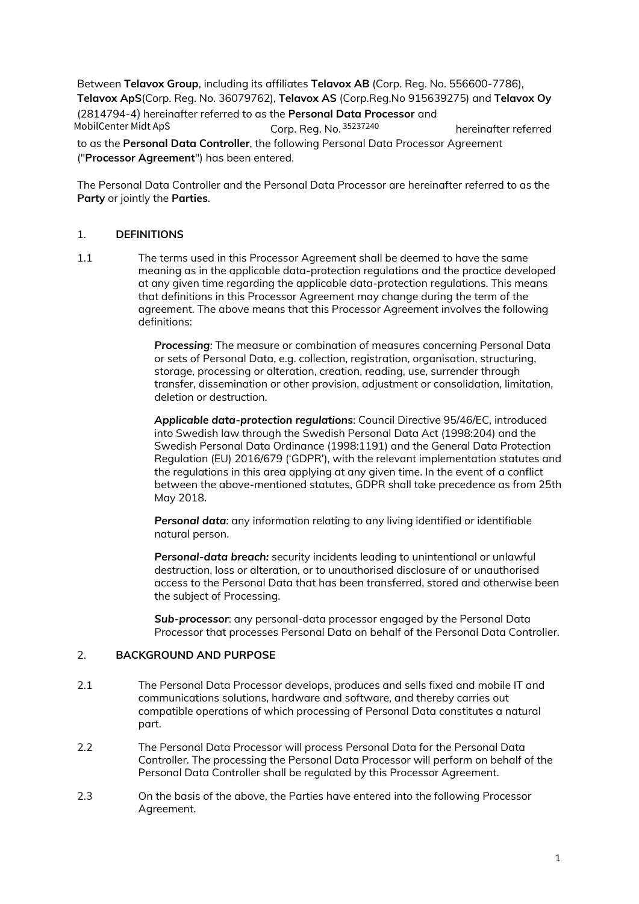Between **Telavox Group**, including its affiliates **Telavox AB** (Corp. Reg. No. 556600-7786), **Telavox ApS**(Corp. Reg. No. 36079762), **Telavox AS** (Corp.Reg.No 915639275) and **Telavox Oy** (2814794-4) hereinafter referred to as the **Personal Data Processor** and MobilCenter Midt ApS Corp. Reg. No. 35237240 hereinafter referred to as the **Personal Data Controller**, the following Personal Data Processor Agreement ("**Processor Agreement**") has been entered.

The Personal Data Controller and the Personal Data Processor are hereinafter referred to as the **Party** or jointly the **Parties**.

## 1. DEFINITIONS

1.1 The terms used in this Processor Agreement shall be deemed to have the same meaning as in the applicable data-protection regulations and the practice developed at any given time regarding the applicable data-protection regulations. This means that definitions in this Processor Agreement may change during the term of the agreement. The above means that this Processor Agreement involves the following definitions:

***Processing***: The measure or combination of measures concerning Personal Data or sets of Personal Data, e.g. collection, registration, organisation, structuring, storage, processing or alteration, creation, reading, use, surrender through transfer, dissemination or other provision, adjustment or consolidation, limitation, deletion or destruction.

***Applicable data-protection regulations***: Council Directive 95/46/EC, introduced into Swedish law through the Swedish Personal Data Act (1998:204) and the Swedish Personal Data Ordinance (1998:1191) and the General Data Protection Regulation (EU) 2016/679 ('GDPR'), with the relevant implementation statutes and the regulations in this area applying at any given time. In the event of a conflict between the above-mentioned statutes, GDPR shall take precedence as from 25th May 2018.

***Personal data***: any information relating to any living identified or identifiable natural person.

***Personal-data breach:*** security incidents leading to unintentional or unlawful destruction, loss or alteration, or to unauthorised disclosure of or unauthorised access to the Personal Data that has been transferred, stored and otherwise been the subject of Processing.

***Sub-processor***: any personal-data processor engaged by the Personal Data Processor that processes Personal Data on behalf of the Personal Data Controller.

## 2. BACKGROUND AND PURPOSE

2.1 The Personal Data Processor develops, produces and sells fixed and mobile IT and communications solutions, hardware and software, and thereby carries out compatible operations of which processing of Personal Data constitutes a natural part.

2.2 The Personal Data Processor will process Personal Data for the Personal Data Controller. The processing the Personal Data Processor will perform on behalf of the Personal Data Controller shall be regulated by this Processor Agreement.

2.3 On the basis of the above, the Parties have entered into the following Processor Agreement.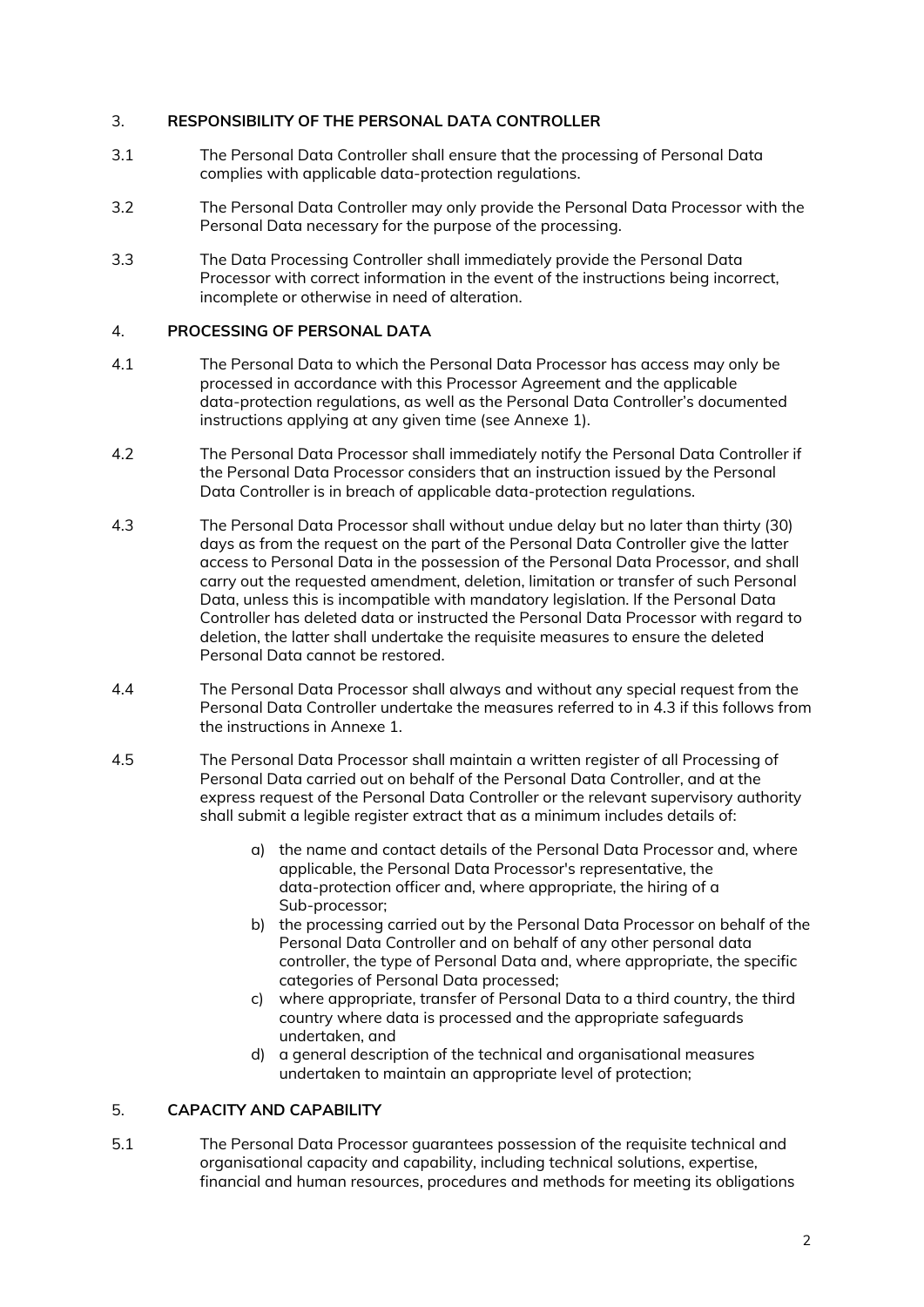## 3. RESPONSIBILITY OF THE PERSONAL DATA CONTROLLER

3.1 The Personal Data Controller shall ensure that the processing of Personal Data complies with applicable data-protection regulations.

3.2 The Personal Data Controller may only provide the Personal Data Processor with the Personal Data necessary for the purpose of the processing.

3.3 The Data Processing Controller shall immediately provide the Personal Data Processor with correct information in the event of the instructions being incorrect, incomplete or otherwise in need of alteration.

## 4. PROCESSING OF PERSONAL DATA

4.1 The Personal Data to which the Personal Data Processor has access may only be processed in accordance with this Processor Agreement and the applicable data-protection regulations, as well as the Personal Data Controller's documented instructions applying at any given time (see Annexe 1).

4.2 The Personal Data Processor shall immediately notify the Personal Data Controller if the Personal Data Processor considers that an instruction issued by the Personal Data Controller is in breach of applicable data-protection regulations.

4.3 The Personal Data Processor shall without undue delay but no later than thirty (30) days as from the request on the part of the Personal Data Controller give the latter access to Personal Data in the possession of the Personal Data Processor, and shall carry out the requested amendment, deletion, limitation or transfer of such Personal Data, unless this is incompatible with mandatory legislation. If the Personal Data Controller has deleted data or instructed the Personal Data Processor with regard to deletion, the latter shall undertake the requisite measures to ensure the deleted Personal Data cannot be restored.

4.4 The Personal Data Processor shall always and without any special request from the Personal Data Controller undertake the measures referred to in 4.3 if this follows from the instructions in Annexe 1.

4.5 The Personal Data Processor shall maintain a written register of all Processing of Personal Data carried out on behalf of the Personal Data Controller, and at the express request of the Personal Data Controller or the relevant supervisory authority shall submit a legible register extract that as a minimum includes details of:

a) the name and contact details of the Personal Data Processor and, where applicable, the Personal Data Processor's representative, the data-protection officer and, where appropriate, the hiring of a Sub-processor;

b) the processing carried out by the Personal Data Processor on behalf of the Personal Data Controller and on behalf of any other personal data controller, the type of Personal Data and, where appropriate, the specific categories of Personal Data processed;

c) where appropriate, transfer of Personal Data to a third country, the third country where data is processed and the appropriate safeguards undertaken, and

d) a general description of the technical and organisational measures undertaken to maintain an appropriate level of protection;

## 5. CAPACITY AND CAPABILITY

5.1 The Personal Data Processor guarantees possession of the requisite technical and organisational capacity and capability, including technical solutions, expertise, financial and human resources, procedures and methods for meeting its obligations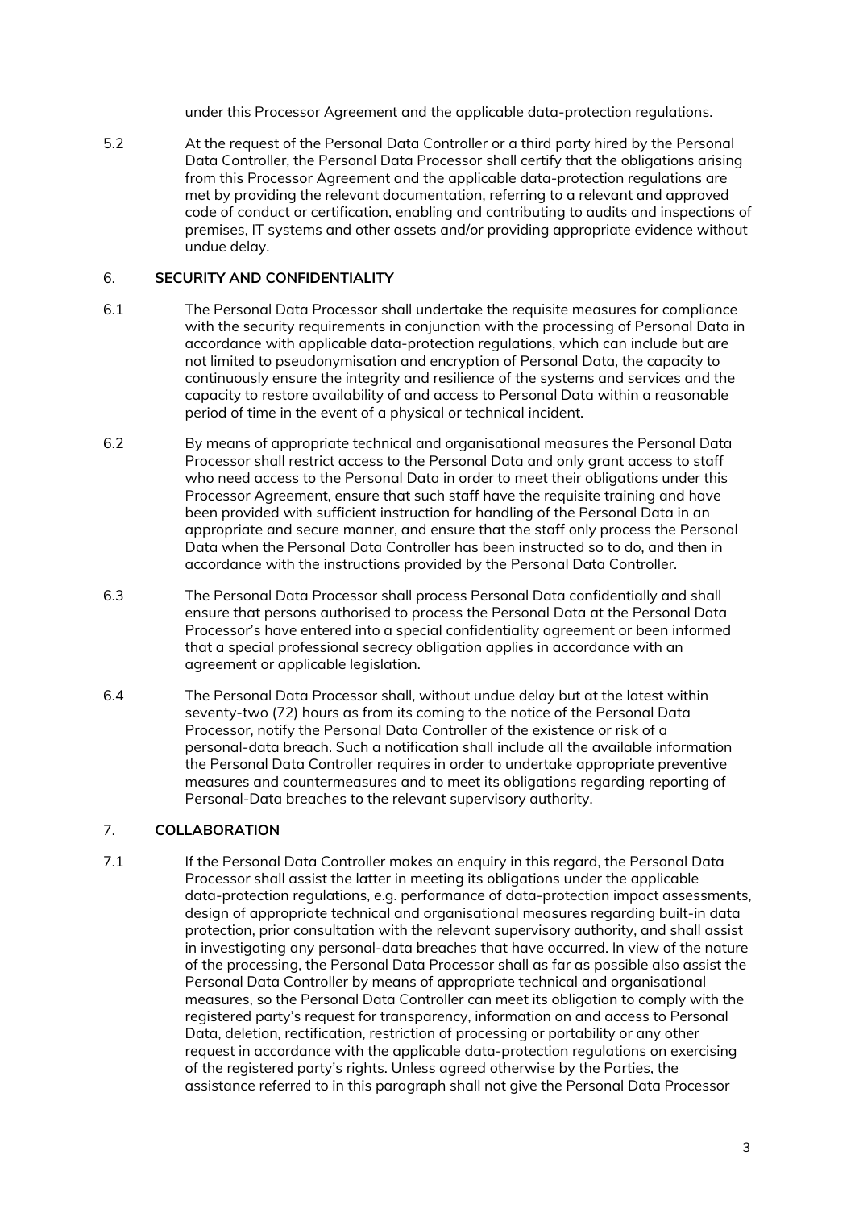under this Processor Agreement and the applicable data-protection regulations.

5.2 At the request of the Personal Data Controller or a third party hired by the Personal Data Controller, the Personal Data Processor shall certify that the obligations arising from this Processor Agreement and the applicable data-protection regulations are met by providing the relevant documentation, referring to a relevant and approved code of conduct or certification, enabling and contributing to audits and inspections of premises, IT systems and other assets and/or providing appropriate evidence without undue delay.

## 6. SECURITY AND CONFIDENTIALITY

6.1 The Personal Data Processor shall undertake the requisite measures for compliance with the security requirements in conjunction with the processing of Personal Data in accordance with applicable data-protection regulations, which can include but are not limited to pseudonymisation and encryption of Personal Data, the capacity to continuously ensure the integrity and resilience of the systems and services and the capacity to restore availability of and access to Personal Data within a reasonable period of time in the event of a physical or technical incident.

6.2 By means of appropriate technical and organisational measures the Personal Data Processor shall restrict access to the Personal Data and only grant access to staff who need access to the Personal Data in order to meet their obligations under this Processor Agreement, ensure that such staff have the requisite training and have been provided with sufficient instruction for handling of the Personal Data in an appropriate and secure manner, and ensure that the staff only process the Personal Data when the Personal Data Controller has been instructed so to do, and then in accordance with the instructions provided by the Personal Data Controller.

6.3 The Personal Data Processor shall process Personal Data confidentially and shall ensure that persons authorised to process the Personal Data at the Personal Data Processor's have entered into a special confidentiality agreement or been informed that a special professional secrecy obligation applies in accordance with an agreement or applicable legislation.

6.4 The Personal Data Processor shall, without undue delay but at the latest within seventy-two (72) hours as from its coming to the notice of the Personal Data Processor, notify the Personal Data Controller of the existence or risk of a personal-data breach. Such a notification shall include all the available information the Personal Data Controller requires in order to undertake appropriate preventive measures and countermeasures and to meet its obligations regarding reporting of Personal-Data breaches to the relevant supervisory authority.

## 7. COLLABORATION

7.1 If the Personal Data Controller makes an enquiry in this regard, the Personal Data Processor shall assist the latter in meeting its obligations under the applicable data-protection regulations, e.g. performance of data-protection impact assessments, design of appropriate technical and organisational measures regarding built-in data protection, prior consultation with the relevant supervisory authority, and shall assist in investigating any personal-data breaches that have occurred. In view of the nature of the processing, the Personal Data Processor shall as far as possible also assist the Personal Data Controller by means of appropriate technical and organisational measures, so the Personal Data Controller can meet its obligation to comply with the registered party's request for transparency, information on and access to Personal Data, deletion, rectification, restriction of processing or portability or any other request in accordance with the applicable data-protection regulations on exercising of the registered party's rights. Unless agreed otherwise by the Parties, the assistance referred to in this paragraph shall not give the Personal Data Processor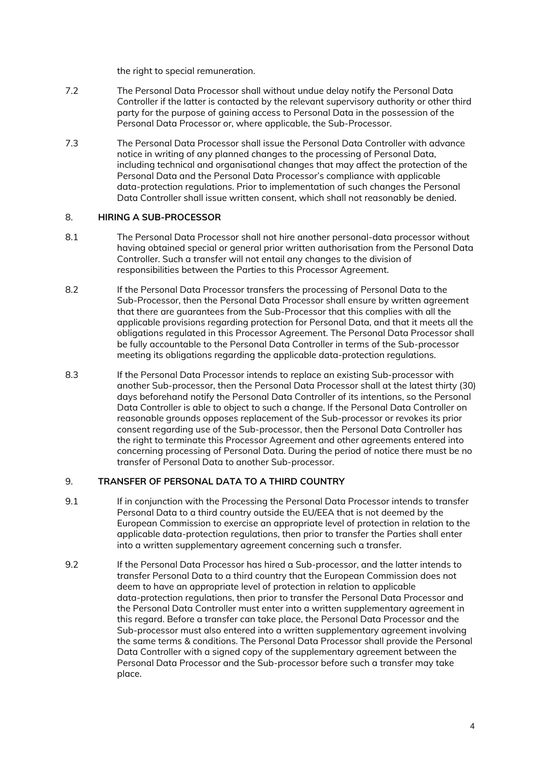the right to special remuneration.

7.2 The Personal Data Processor shall without undue delay notify the Personal Data Controller if the latter is contacted by the relevant supervisory authority or other third party for the purpose of gaining access to Personal Data in the possession of the Personal Data Processor or, where applicable, the Sub-Processor.

7.3 The Personal Data Processor shall issue the Personal Data Controller with advance notice in writing of any planned changes to the processing of Personal Data, including technical and organisational changes that may affect the protection of the Personal Data and the Personal Data Processor's compliance with applicable data-protection regulations. Prior to implementation of such changes the Personal Data Controller shall issue written consent, which shall not reasonably be denied.

## 8. HIRING A SUB-PROCESSOR

8.1 The Personal Data Processor shall not hire another personal-data processor without having obtained special or general prior written authorisation from the Personal Data Controller. Such a transfer will not entail any changes to the division of responsibilities between the Parties to this Processor Agreement.

8.2 If the Personal Data Processor transfers the processing of Personal Data to the Sub-Processor, then the Personal Data Processor shall ensure by written agreement that there are guarantees from the Sub-Processor that this complies with all the applicable provisions regarding protection for Personal Data, and that it meets all the obligations regulated in this Processor Agreement. The Personal Data Processor shall be fully accountable to the Personal Data Controller in terms of the Sub-processor meeting its obligations regarding the applicable data-protection regulations.

8.3 If the Personal Data Processor intends to replace an existing Sub-processor with another Sub-processor, then the Personal Data Processor shall at the latest thirty (30) days beforehand notify the Personal Data Controller of its intentions, so the Personal Data Controller is able to object to such a change. If the Personal Data Controller on reasonable grounds opposes replacement of the Sub-processor or revokes its prior consent regarding use of the Sub-processor, then the Personal Data Controller has the right to terminate this Processor Agreement and other agreements entered into concerning processing of Personal Data. During the period of notice there must be no transfer of Personal Data to another Sub-processor.

## 9. TRANSFER OF PERSONAL DATA TO A THIRD COUNTRY

9.1 If in conjunction with the Processing the Personal Data Processor intends to transfer Personal Data to a third country outside the EU/EEA that is not deemed by the European Commission to exercise an appropriate level of protection in relation to the applicable data-protection regulations, then prior to transfer the Parties shall enter into a written supplementary agreement concerning such a transfer.

9.2 If the Personal Data Processor has hired a Sub-processor, and the latter intends to transfer Personal Data to a third country that the European Commission does not deem to have an appropriate level of protection in relation to applicable data-protection regulations, then prior to transfer the Personal Data Processor and the Personal Data Controller must enter into a written supplementary agreement in this regard. Before a transfer can take place, the Personal Data Processor and the Sub-processor must also entered into a written supplementary agreement involving the same terms & conditions. The Personal Data Processor shall provide the Personal Data Controller with a signed copy of the supplementary agreement between the Personal Data Processor and the Sub-processor before such a transfer may take place.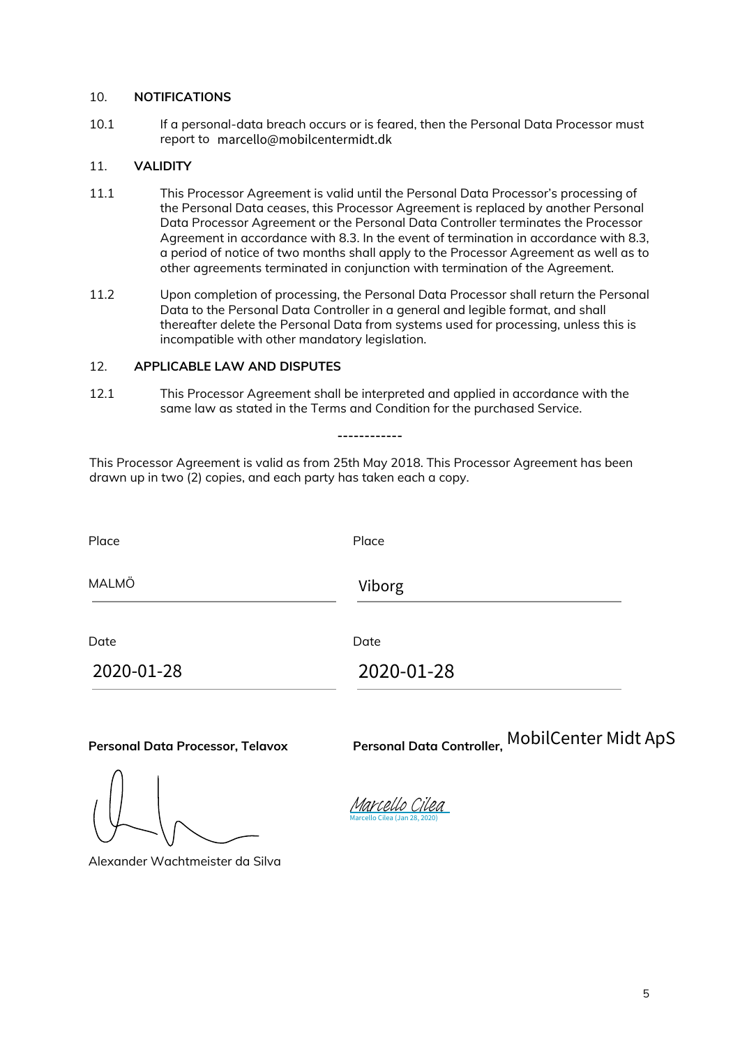## 10. NOTIFICATIONS

10.1 If a personal-data breach occurs or is feared, then the Personal Data Processor must report to marcello@mobilcentermidt.dk

## 11. VALIDITY

11.1 This Processor Agreement is valid until the Personal Data Processor's processing of the Personal Data ceases, this Processor Agreement is replaced by another Personal Data Processor Agreement or the Personal Data Controller terminates the Processor Agreement in accordance with 8.3. In the event of termination in accordance with 8.3, a period of notice of two months shall apply to the Processor Agreement as well as to other agreements terminated in conjunction with termination of the Agreement.

11.2 Upon completion of processing, the Personal Data Processor shall return the Personal Data to the Personal Data Controller in a general and legible format, and shall thereafter delete the Personal Data from systems used for processing, unless this is incompatible with other mandatory legislation.

## 12. APPLICABLE LAW AND DISPUTES

12.1 This Processor Agreement shall be interpreted and applied in accordance with the same law as stated in the Terms and Condition for the purchased Service.

------------

This Processor Agreement is valid as from 25th May 2018. This Processor Agreement has been drawn up in two (2) copies, and each party has taken each a copy.

| | |
|---|---|
| Place | Place |
| MALMÖ | Viborg |
| Date | Date |
| 2020-01-28 | 2020-01-28 |
| **Personal Data Processor, Telavox** | **Personal Data Controller,** MobilCenter Midt ApS |
| Alexander Wachtmeister da Silva | Marcello Cilea<br>Marcello Cilea (Jan 28, 2020) |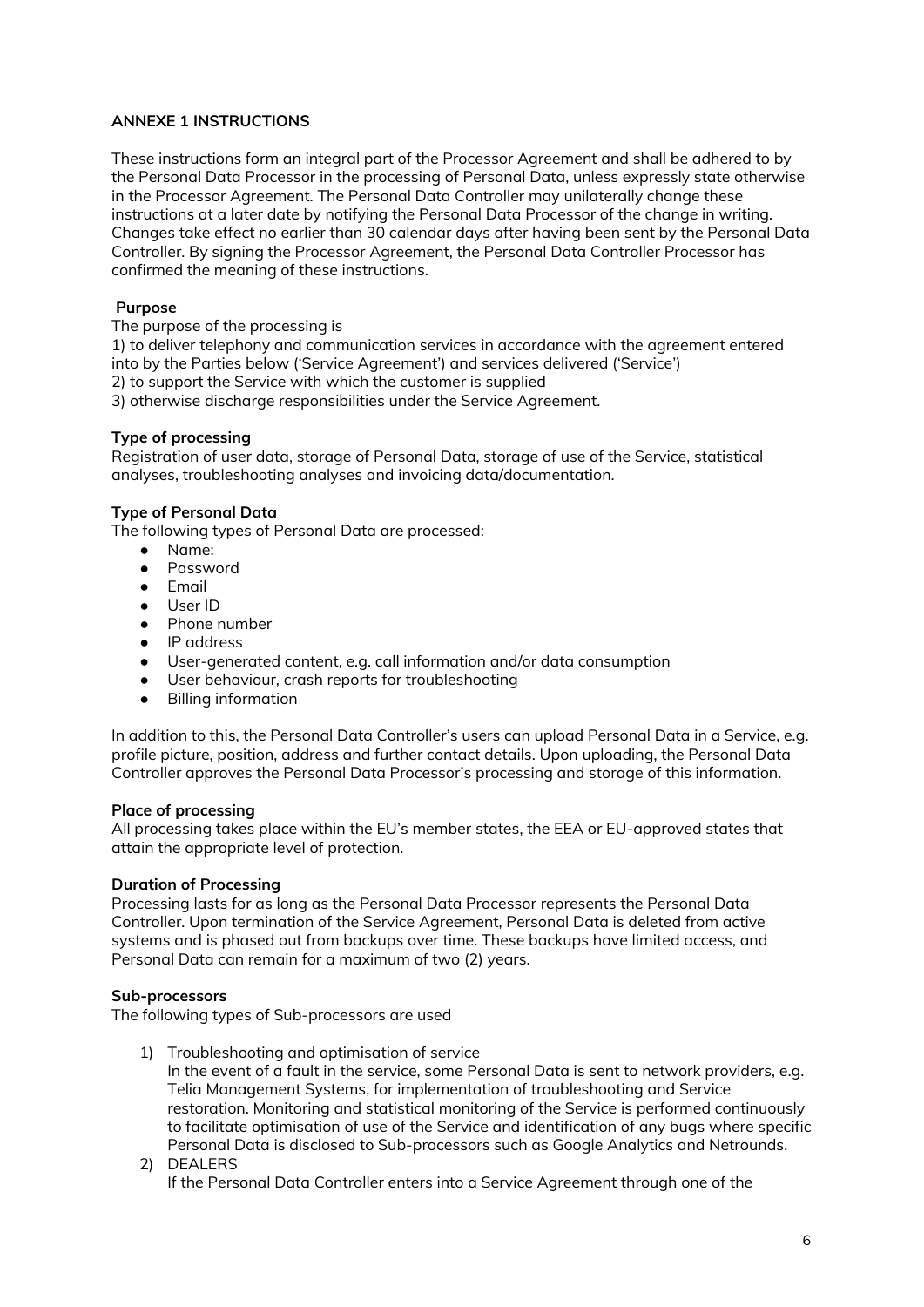**ANNEXE 1 INSTRUCTIONS**

These instructions form an integral part of the Processor Agreement and shall be adhered to by the Personal Data Processor in the processing of Personal Data, unless expressly state otherwise in the Processor Agreement. The Personal Data Controller may unilaterally change these instructions at a later date by notifying the Personal Data Processor of the change in writing. Changes take effect no earlier than 30 calendar days after having been sent by the Personal Data Controller. By signing the Processor Agreement, the Personal Data Controller Processor has confirmed the meaning of these instructions.

**Purpose**

The purpose of the processing is

1) to deliver telephony and communication services in accordance with the agreement entered into by the Parties below ('Service Agreement') and services delivered ('Service')
2) to support the Service with which the customer is supplied
3) otherwise discharge responsibilities under the Service Agreement.

**Type of processing**

Registration of user data, storage of Personal Data, storage of use of the Service, statistical analyses, troubleshooting analyses and invoicing data/documentation.

**Type of Personal Data**

The following types of Personal Data are processed:

- Name:
- Password
- Email
- User ID
- Phone number
- IP address
- User-generated content, e.g. call information and/or data consumption
- User behaviour, crash reports for troubleshooting
- Billing information

In addition to this, the Personal Data Controller's users can upload Personal Data in a Service, e.g. profile picture, position, address and further contact details. Upon uploading, the Personal Data Controller approves the Personal Data Processor's processing and storage of this information.

**Place of processing**

All processing takes place within the EU's member states, the EEA or EU-approved states that attain the appropriate level of protection.

**Duration of Processing**

Processing lasts for as long as the Personal Data Processor represents the Personal Data Controller. Upon termination of the Service Agreement, Personal Data is deleted from active systems and is phased out from backups over time. These backups have limited access, and Personal Data can remain for a maximum of two (2) years.

**Sub-processors**

The following types of Sub-processors are used

1) Troubleshooting and optimisation of service
   In the event of a fault in the service, some Personal Data is sent to network providers, e.g. Telia Management Systems, for implementation of troubleshooting and Service restoration. Monitoring and statistical monitoring of the Service is performed continuously to facilitate optimisation of use of the Service and identification of any bugs where specific Personal Data is disclosed to Sub-processors such as Google Analytics and Netrounds.
2) DEALERS
   If the Personal Data Controller enters into a Service Agreement through one of the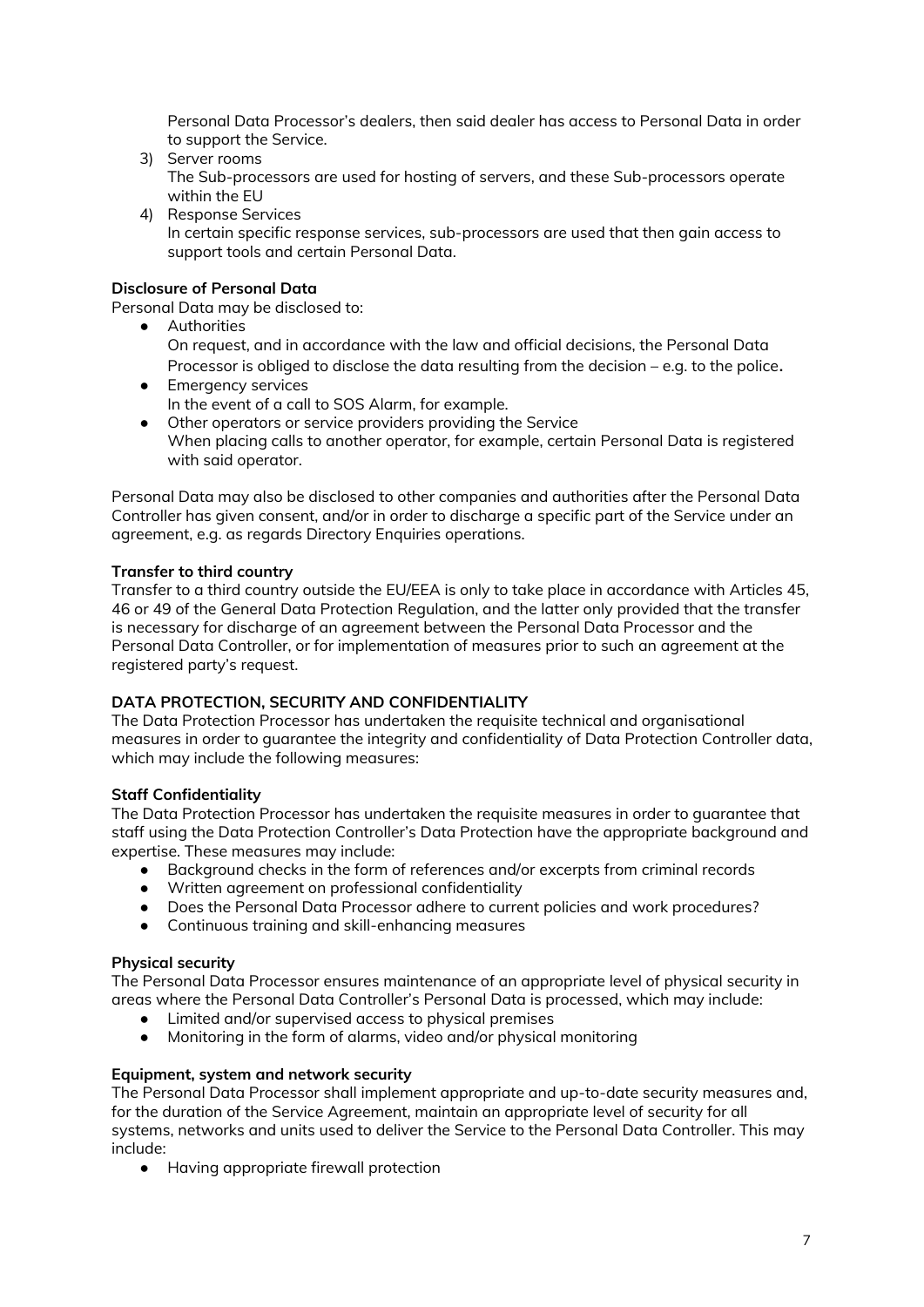Personal Data Processor's dealers, then said dealer has access to Personal Data in order to support the Service.

3) Server rooms
   The Sub-processors are used for hosting of servers, and these Sub-processors operate within the EU
4) Response Services
   In certain specific response services, sub-processors are used that then gain access to support tools and certain Personal Data.

**Disclosure of Personal Data**

Personal Data may be disclosed to:

- Authorities
  On request, and in accordance with the law and official decisions, the Personal Data Processor is obliged to disclose the data resulting from the decision – e.g. to the police**.**
- Emergency services
  In the event of a call to SOS Alarm, for example.
- Other operators or service providers providing the Service
  When placing calls to another operator, for example, certain Personal Data is registered with said operator.

Personal Data may also be disclosed to other companies and authorities after the Personal Data Controller has given consent, and/or in order to discharge a specific part of the Service under an agreement, e.g. as regards Directory Enquiries operations.

**Transfer to third country**

Transfer to a third country outside the EU/EEA is only to take place in accordance with Articles 45, 46 or 49 of the General Data Protection Regulation, and the latter only provided that the transfer is necessary for discharge of an agreement between the Personal Data Processor and the Personal Data Controller, or for implementation of measures prior to such an agreement at the registered party's request.

**DATA PROTECTION, SECURITY AND CONFIDENTIALITY**

The Data Protection Processor has undertaken the requisite technical and organisational measures in order to guarantee the integrity and confidentiality of Data Protection Controller data, which may include the following measures:

**Staff Confidentiality**

The Data Protection Processor has undertaken the requisite measures in order to guarantee that staff using the Data Protection Controller's Data Protection have the appropriate background and expertise. These measures may include:

- Background checks in the form of references and/or excerpts from criminal records
- Written agreement on professional confidentiality
- Does the Personal Data Processor adhere to current policies and work procedures?
- Continuous training and skill-enhancing measures

**Physical security**

The Personal Data Processor ensures maintenance of an appropriate level of physical security in areas where the Personal Data Controller's Personal Data is processed, which may include:

- Limited and/or supervised access to physical premises
- Monitoring in the form of alarms, video and/or physical monitoring

**Equipment, system and network security**

The Personal Data Processor shall implement appropriate and up-to-date security measures and, for the duration of the Service Agreement, maintain an appropriate level of security for all systems, networks and units used to deliver the Service to the Personal Data Controller. This may include:

- Having appropriate firewall protection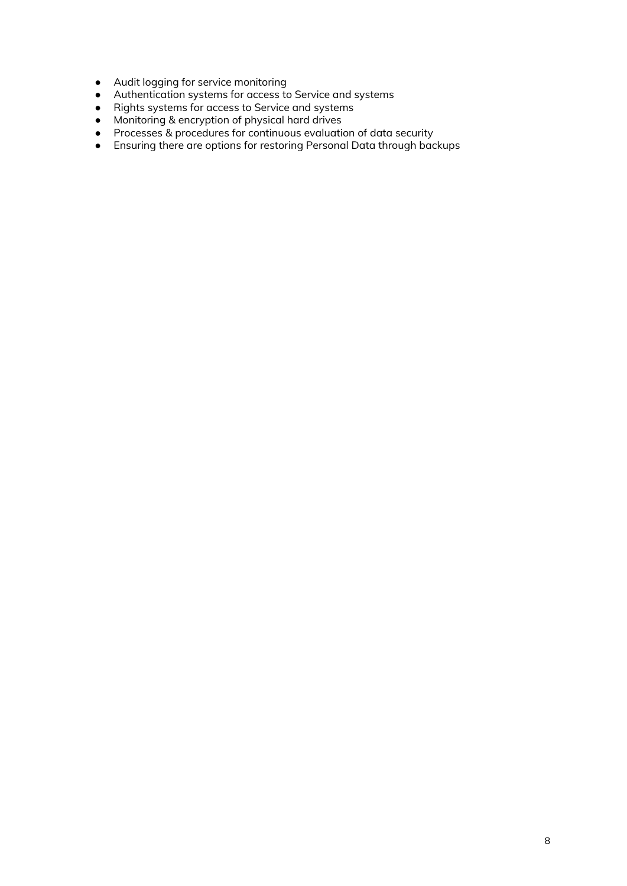- Audit logging for service monitoring
- Authentication systems for access to Service and systems
- Rights systems for access to Service and systems
- Monitoring & encryption of physical hard drives
- Processes & procedures for continuous evaluation of data security
- Ensuring there are options for restoring Personal Data through backups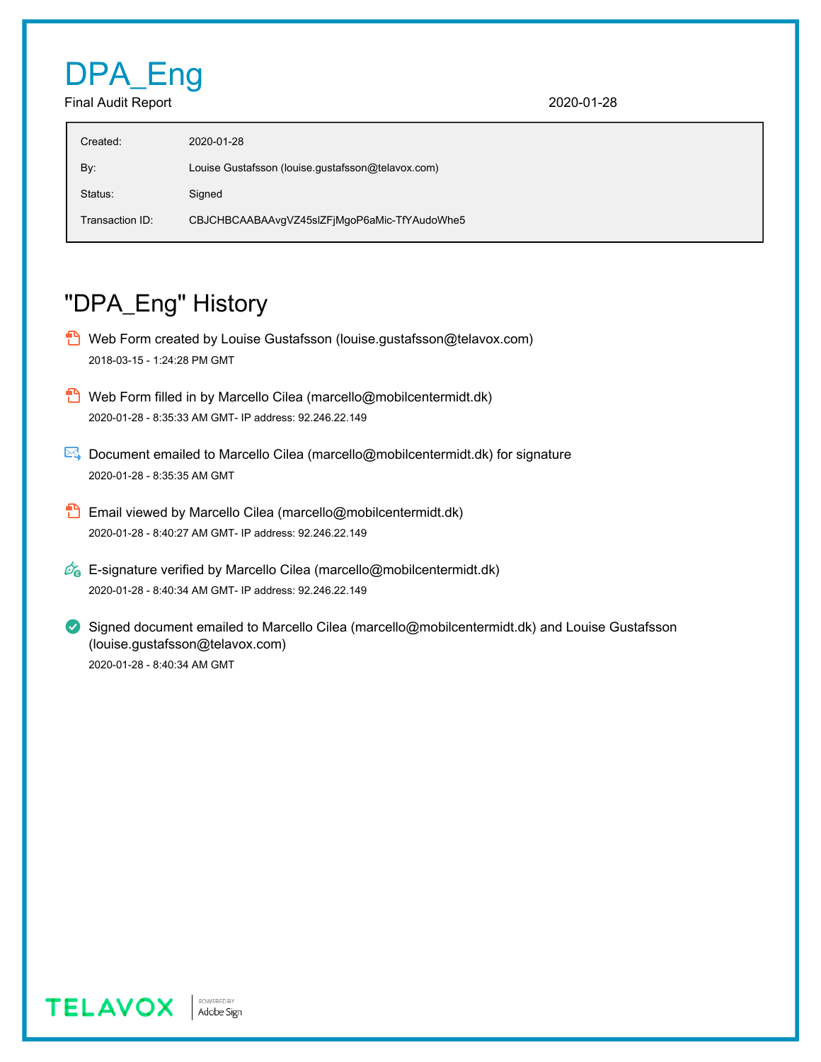# DPA_Eng

Final Audit Report 2020-01-28

| | |
|---|---|
| Created: | 2020-01-28 |
| By: | Louise Gustafsson (louise.gustafsson@telavox.com) |
| Status: | Signed |
| Transaction ID: | CBJCHBCAABAAvgVZ45slZFjMgoP6aMic-TfYAudoWhe5 |

## "DPA_Eng" History

- Web Form created by Louise Gustafsson (louise.gustafsson@telavox.com)
  2018-03-15 - 1:24:28 PM GMT

- Web Form filled in by Marcello Cilea (marcello@mobilcentermidt.dk)
  2020-01-28 - 8:35:33 AM GMT- IP address: 92.246.22.149

- Document emailed to Marcello Cilea (marcello@mobilcentermidt.dk) for signature
  2020-01-28 - 8:35:35 AM GMT

- Email viewed by Marcello Cilea (marcello@mobilcentermidt.dk)
  2020-01-28 - 8:40:27 AM GMT- IP address: 92.246.22.149

- E-signature verified by Marcello Cilea (marcello@mobilcentermidt.dk)
  2020-01-28 - 8:40:34 AM GMT- IP address: 92.246.22.149

- Signed document emailed to Marcello Cilea (marcello@mobilcentermidt.dk) and Louise Gustafsson (louise.gustafsson@telavox.com)
  2020-01-28 - 8:40:34 AM GMT

TELAVOX | POWERED BY Adobe Sign